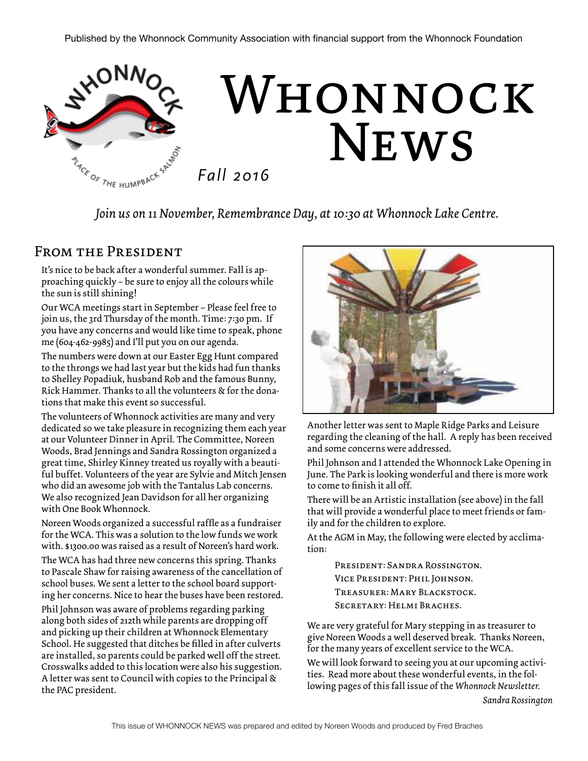Published by the Whonnock Community Association with financial support from the Whonnock Foundation

# Whonnock News

*Fall 2016*

*Join us on 11 November, Remembrance Day, at 10:30 at Whonnock Lake Centre.*

## From the President

It's nice to be back after a wonderful summer. Fall is approaching quickly – be sure to enjoy all the colours while the sun is still shining!

Our WCA meetings start in September – Please feel free to join us, the 3rd Thursday of the month. Time: 7:30 pm. If you have any concerns and would like time to speak, phone me (604-462-9985) and I'll put you on our agenda.

The numbers were down at our Easter Egg Hunt compared to the throngs we had last year but the kids had fun thanks to Shelley Popadiuk, husband Rob and the famous Bunny, Rick Hammer. Thanks to all the volunteers & for the donations that make this event so successful.

The volunteers of Whonnock activities are many and very dedicated so we take pleasure in recognizing them each year at our Volunteer Dinner in April. The Committee, Noreen Woods, Brad Jennings and Sandra Rossington organized a great time, Shirley Kinney treated us royally with a beautiful buffet. Volunteers of the year are Sylvie and Mitch Jensen who did an awesome job with the Tantalus Lab concerns. We also recognized Jean Davidson for all her organizing with One Book Whonnock.

Noreen Woods organized a successful raffle as a fundraiser for the WCA. This was a solution to the low funds we work with. $1300.00 was raised as a result of Noreen's hard work.

The WCA has had three new concerns this spring. Thanks to Pascale Shaw for raising awareness of the cancellation of school buses. We sent a letter to the school board supporting her concerns. Nice to hear the buses have been restored.

Phil Johnson was aware of problems regarding parking along both sides of 212th while parents are dropping off and picking up their children at Whonnock Elementary School. He suggested that ditches be filled in after culverts are installed, so parents could be parked well off the street. Crosswalks added to this location were also his suggestion. A letter was sent to Council with copies to the Principal & the PAC president.

Another letter was sent to Maple Ridge Parks and Leisure regarding the cleaning of the hall. A reply has been received and some concerns were addressed.

Phil Johnson and I attended the Whonnock Lake Opening in June. The Park is looking wonderful and there is more work to come to finish it all off.

There will be an Artistic installation (see above) in the fall that will provide a wonderful place to meet friends or family and for the children to explore.

At the AGM in May, the following were elected by acclamation:

- President: Sandra Rossington.
- Vice President: Phil Johnson.
- Treasurer: Mary Blackstock.
- Secretary: Helmi Braches.

We are very grateful for Mary stepping in as treasurer to give Noreen Woods a well deserved break. Thanks Noreen, for the many years of excellent service to the WCA.

We will look forward to seeing you at our upcoming activities. Read more about these wonderful events, in the following pages of this fall issue of the *Whonnock Newsletter.*

*Sandra Rossington*

This issue of WHONNOCK NEWS was prepared and edited by Noreen Woods and produced by Fred Braches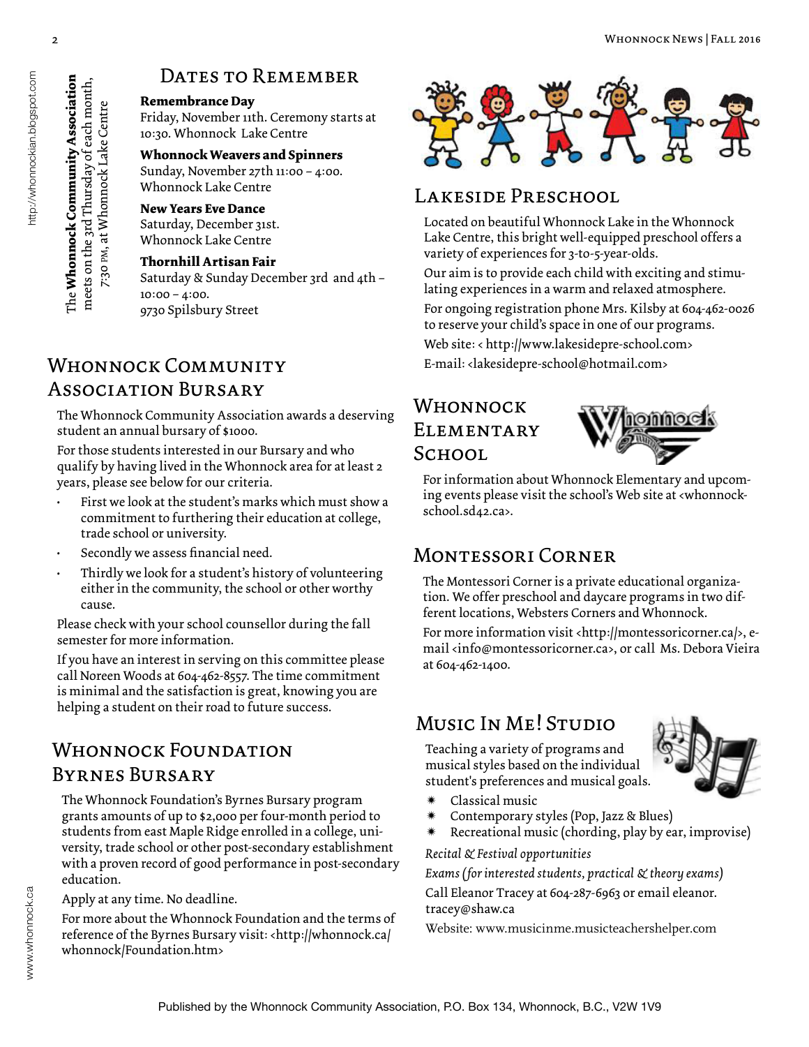The **Whonnock Community Association** meets on the 3rd Thursday of each month, 7:30 PM, at Whonnock Lake Centre

## Dates to Remember

**Remembrance Day**
Friday, November 11th. Ceremony starts at 10:30. Whonnock Lake Centre

**Whonnock Weavers and Spinners**
Sunday, November 27th 11:00 – 4:00. Whonnock Lake Centre

**New Years Eve Dance**
Saturday, December 31st. Whonnock Lake Centre

**Thornhill Artisan Fair**
Saturday & Sunday December 3rd and 4th – 10:00 – 4:00.
9730 Spilsbury Street

## Whonnock Community Association Bursary

The Whonnock Community Association awards a deserving student an annual bursary of $1000.

For those students interested in our Bursary and who qualify by having lived in the Whonnock area for at least 2 years, please see below for our criteria.

- First we look at the student's marks which must show a commitment to furthering their education at college, trade school or university.
- Secondly we assess financial need.
- Thirdly we look for a student's history of volunteering either in the community, the school or other worthy cause.

Please check with your school counsellor during the fall semester for more information.

If you have an interest in serving on this committee please call Noreen Woods at 604-462-8557. The time commitment is minimal and the satisfaction is great, knowing you are helping a student on their road to future success.

## Whonnock Foundation Byrnes Bursary

The Whonnock Foundation's Byrnes Bursary program grants amounts of up to $2,000 per four-month period to students from east Maple Ridge enrolled in a college, university, trade school or other post-secondary establishment with a proven record of good performance in post-secondary education.

Apply at any time. No deadline.

For more about the Whonnock Foundation and the terms of reference of the Byrnes Bursary visit: <http://whonnock.ca/whonnock/Foundation.htm>

## Lakeside Preschool

Located on beautiful Whonnock Lake in the Whonnock Lake Centre, this bright well-equipped preschool offers a variety of experiences for 3-to-5-year-olds.

Our aim is to provide each child with exciting and stimulating experiences in a warm and relaxed atmosphere.

For ongoing registration phone Mrs. Kilsby at 604-462-0026 to reserve your child's space in one of our programs.

Web site: < http://www.lakesidepre-school.com>

E-mail: <lakesidepre-school@hotmail.com>

## Whonnock Elementary School

For information about Whonnock Elementary and upcoming events please visit the school's Web site at <whonnock-school.sd42.ca>.

## Montessori Corner

The Montessori Corner is a private educational organization. We offer preschool and daycare programs in two different locations, Websters Corners and Whonnock.

For more information visit <http://montessoricorner.ca/>, e-mail <info@montessoricorner.ca>, or call Ms. Debora Vieira at 604-462-1400.

## Music In Me! Studio

Teaching a variety of programs and musical styles based on the individual student's preferences and musical goals.

- Classical music
- Contemporary styles (Pop, Jazz & Blues)
- Recreational music (chording, play by ear, improvise)

*Recital & Festival opportunities*

*Exams (for interested students, practical & theory exams)*

Call Eleanor Tracey at 604-287-6963 or email eleanor.tracey@shaw.ca

Website: www.musicinme.musicteachershelper.com

Published by the Whonnock Community Association, P.O. Box 134, Whonnock, B.C., V2W 1V9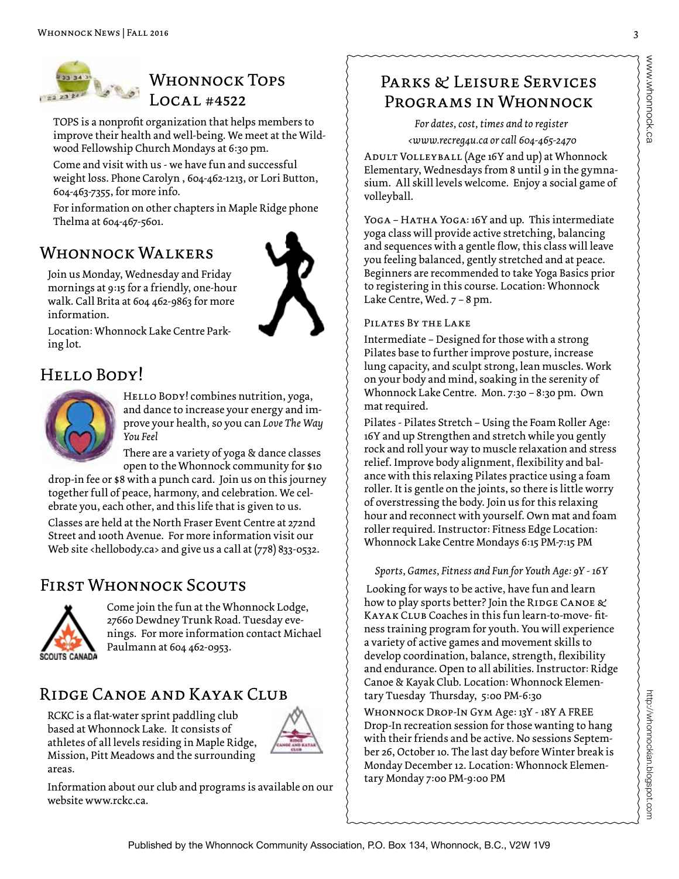## Whonnock Tops Local #4522

TOPS is a nonprofit organization that helps members to improve their health and well-being. We meet at the Wildwood Fellowship Church Mondays at 6:30 pm.

Come and visit with us - we have fun and successful weight loss. Phone Carolyn , 604-462-1213, or Lori Button, 604-463-7355, for more info.

For information on other chapters in Maple Ridge phone Thelma at 604-467-5601.

## Whonnock Walkers

Join us Monday, Wednesday and Friday mornings at 9:15 for a friendly, one-hour walk. Call Brita at 604 462-9863 for more information.

Location: Whonnock Lake Centre Parking lot.

## Hello Body!

Hello Body! combines nutrition, yoga, and dance to increase your energy and improve your health, so you can *Love The Way You Feel*

There are a variety of yoga & dance classes open to the Whonnock community for $10 drop-in fee or $8 with a punch card. Join us on this journey together full of peace, harmony, and celebration. We celebrate you, each other, and this life that is given to us.

Classes are held at the North Fraser Event Centre at 272nd Street and 100th Avenue. For more information visit our Web site <hellobody.ca> and give us a call at (778) 833-0532.

## First Whonnock Scouts

Come join the fun at the Whonnock Lodge, 27660 Dewdney Trunk Road. Tuesday evenings. For more information contact Michael Paulmann at 604 462-0953.

## Ridge Canoe and Kayak Club

RCKC is a flat-water sprint paddling club based at Whonnock Lake. It consists of athletes of all levels residing in Maple Ridge, Mission, Pitt Meadows and the surrounding areas.

Information about our club and programs is available on our website www.rckc.ca.

## Parks & Leisure Services Programs in Whonnock

*For dates, cost, times and to register <www.recreg4u.ca or call 604-465-2470*

Adult Volleyball (Age 16Y and up) at Whonnock Elementary, Wednesdays from 8 until 9 in the gymnasium. All skill levels welcome. Enjoy a social game of volleyball.

Yoga – Hatha Yoga: 16Y and up. This intermediate yoga class will provide active stretching, balancing and sequences with a gentle flow, this class will leave you feeling balanced, gently stretched and at peace. Beginners are recommended to take Yoga Basics prior to registering in this course. Location: Whonnock Lake Centre, Wed. 7 – 8 pm.

Pilates By the Lake

Intermediate – Designed for those with a strong Pilates base to further improve posture, increase lung capacity, and sculpt strong, lean muscles. Work on your body and mind, soaking in the serenity of Whonnock Lake Centre. Mon. 7:30 – 8:30 pm. Own mat required.

Pilates - Pilates Stretch – Using the Foam Roller Age: 16Y and up Strengthen and stretch while you gently rock and roll your way to muscle relaxation and stress relief. Improve body alignment, flexibility and balance with this relaxing Pilates practice using a foam roller. It is gentle on the joints, so there is little worry of overstressing the body. Join us for this relaxing hour and reconnect with yourself. Own mat and foam roller required. Instructor: Fitness Edge Location: Whonnock Lake Centre Mondays 6:15 PM-7:15 PM

*Sports, Games, Fitness and Fun for Youth Age: 9Y - 16Y*

Looking for ways to be active, have fun and learn how to play sports better? Join the Ridge Canoe & Kayak Club Coaches in this fun learn-to-move- fitness training program for youth. You will experience a variety of active games and movement skills to develop coordination, balance, strength, flexibility and endurance. Open to all abilities. Instructor: Ridge Canoe & Kayak Club. Location: Whonnock Elementary Tuesday Thursday, 5:00 PM-6:30

Whonnock Drop-In Gym Age: 13Y - 18Y A FREE Drop-In recreation session for those wanting to hang with their friends and be active. No sessions September 26, October 10. The last day before Winter break is Monday December 12. Location: Whonnock Elementary Monday 7:00 PM-9:00 PM

Published by the Whonnock Community Association, P.O. Box 134, Whonnock, B.C., V2W 1V9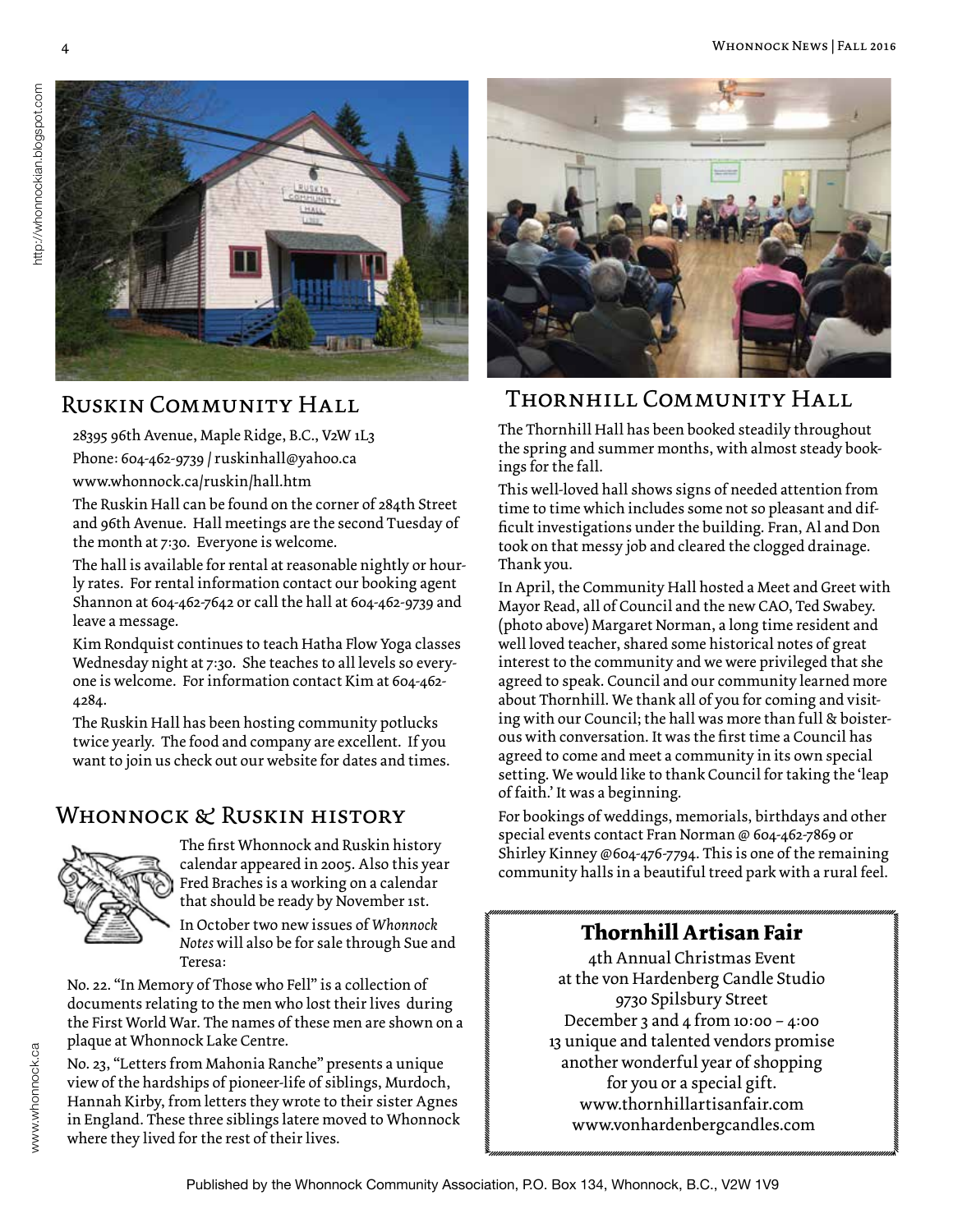## Ruskin Community Hall

28395 96th Avenue, Maple Ridge, B.C., V2W 1L3

Phone: 604-462-9739 / ruskinhall@yahoo.ca

www.whonnock.ca/ruskin/hall.htm

The Ruskin Hall can be found on the corner of 284th Street and 96th Avenue. Hall meetings are the second Tuesday of the month at 7:30. Everyone is welcome.

The hall is available for rental at reasonable nightly or hourly rates. For rental information contact our booking agent Shannon at 604-462-7642 or call the hall at 604-462-9739 and leave a message.

Kim Rondquist continues to teach Hatha Flow Yoga classes Wednesday night at 7:30. She teaches to all levels so everyone is welcome. For information contact Kim at 604-462-4284.

The Ruskin Hall has been hosting community potlucks twice yearly. The food and company are excellent. If you want to join us check out our website for dates and times.

## Whonnock & Ruskin history

The first Whonnock and Ruskin history calendar appeared in 2005. Also this year Fred Braches is a working on a calendar that should be ready by November 1st.

In October two new issues of *Whonnock Notes* will also be for sale through Sue and Teresa:

No. 22. "In Memory of Those who Fell" is a collection of documents relating to the men who lost their lives during the First World War. The names of these men are shown on a plaque at Whonnock Lake Centre.

No. 23, "Letters from Mahonia Ranche" presents a unique view of the hardships of pioneer-life of siblings, Murdoch, Hannah Kirby, from letters they wrote to their sister Agnes in England. These three siblings latere moved to Whonnock where they lived for the rest of their lives.

## Thornhill Community Hall

The Thornhill Hall has been booked steadily throughout the spring and summer months, with almost steady bookings for the fall.

This well-loved hall shows signs of needed attention from time to time which includes some not so pleasant and difficult investigations under the building. Fran, Al and Don took on that messy job and cleared the clogged drainage. Thank you.

In April, the Community Hall hosted a Meet and Greet with Mayor Read, all of Council and the new CAO, Ted Swabey. (photo above) Margaret Norman, a long time resident and well loved teacher, shared some historical notes of great interest to the community and we were privileged that she agreed to speak. Council and our community learned more about Thornhill. We thank all of you for coming and visiting with our Council; the hall was more than full & boisterous with conversation. It was the first time a Council has agreed to come and meet a community in its own special setting. We would like to thank Council for taking the 'leap of faith.' It was a beginning.

For bookings of weddings, memorials, birthdays and other special events contact Fran Norman @ 604-462-7869 or Shirley Kinney @604-476-7794. This is one of the remaining community halls in a beautiful treed park with a rural feel.

### Thornhill Artisan Fair

4th Annual Christmas Event
at the von Hardenberg Candle Studio
9730 Spilsbury Street
December 3 and 4 from 10:00 – 4:00
13 unique and talented vendors promise
another wonderful year of shopping
for you or a special gift.
www.thornhillartisanfair.com
www.vonhardenbergcandles.com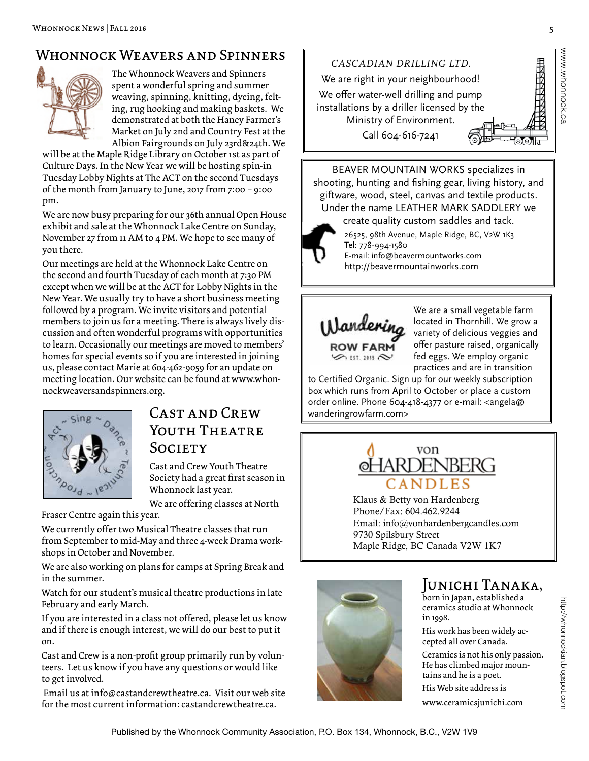## Whonnock Weavers and Spinners

The Whonnock Weavers and Spinners spent a wonderful spring and summer weaving, spinning, knitting, dyeing, felting, rug hooking and making baskets. We demonstrated at both the Haney Farmer's Market on July 2nd and Country Fest at the Albion Fairgrounds on July 23rd&24th. We will be at the Maple Ridge Library on October 1st as part of Culture Days. In the New Year we will be hosting spin-in Tuesday Lobby Nights at The ACT on the second Tuesdays of the month from January to June, 2017 from 7:00 – 9:00 pm.

We are now busy preparing for our 36th annual Open House exhibit and sale at the Whonnock Lake Centre on Sunday, November 27 from 11 AM to 4 PM. We hope to see many of you there.

Our meetings are held at the Whonnock Lake Centre on the second and fourth Tuesday of each month at 7:30 PM except when we will be at the ACT for Lobby Nights in the New Year. We usually try to have a short business meeting followed by a program. We invite visitors and potential members to join us for a meeting. There is always lively discussion and often wonderful programs with opportunities to learn. Occasionally our meetings are moved to members' homes for special events so if you are interested in joining us, please contact Marie at 604-462-9059 for an update on meeting location. Our website can be found at www.whonnockweaversandspinners.org.

## Cast and Crew Youth Theatre Society

Cast and Crew Youth Theatre Society had a great first season in Whonnock last year.

We are offering classes at North Fraser Centre again this year.

We currently offer two Musical Theatre classes that run from September to mid-May and three 4-week Drama workshops in October and November.

We are also working on plans for camps at Spring Break and in the summer.

Watch for our student's musical theatre productions in late February and early March.

If you are interested in a class not offered, please let us know and if there is enough interest, we will do our best to put it on.

Cast and Crew is a non-profit group primarily run by volunteers. Let us know if you have any questions or would like to get involved.

Email us at info@castandcrewtheatre.ca. Visit our web site for the most current information: castandcrewtheatre.ca.

*CASCADIAN DRILLING LTD.*

We are right in your neighbourhood!

We offer water-well drilling and pump installations by a driller licensed by the Ministry of Environment.

Call 604-616-7241

BEAVER MOUNTAIN WORKS specializes in shooting, hunting and fishing gear, living history, and giftware, wood, steel, canvas and textile products. Under the name LEATHER MARK SADDLERY we create quality custom saddles and tack.

26525, 98th Avenue, Maple Ridge, BC, V2W 1K3
Tel: 778-994-1580
E-mail: info@beavermountworks.com
http://beavermountainworks.com

Wandering Row Farm — Est. 2015

We are a small vegetable farm located in Thornhill. We grow a variety of delicious veggies and offer pasture raised, organically fed eggs. We employ organic practices and are in transition to Certified Organic. Sign up for our weekly subscription box which runs from April to October or place a custom order online. Phone 604-418-4377 or e-mail: <angela@wanderingrowfarm.com>

von Hardenberg Candles

Klaus & Betty von Hardenberg
Phone/Fax: 604.462.9244
Email: info@vonhardenbergcandles.com
9730 Spilsbury Street
Maple Ridge, BC Canada V2W 1K7

## Junichi Tanaka,

born in Japan, established a ceramics studio at Whonnock in 1998.

His work has been widely accepted all over Canada.

Ceramics is not his only passion. He has climbed major mountains and he is a poet.

His Web site address is www.ceramicsjunichi.com

Published by the Whonnock Community Association, P.O. Box 134, Whonnock, B.C., V2W 1V9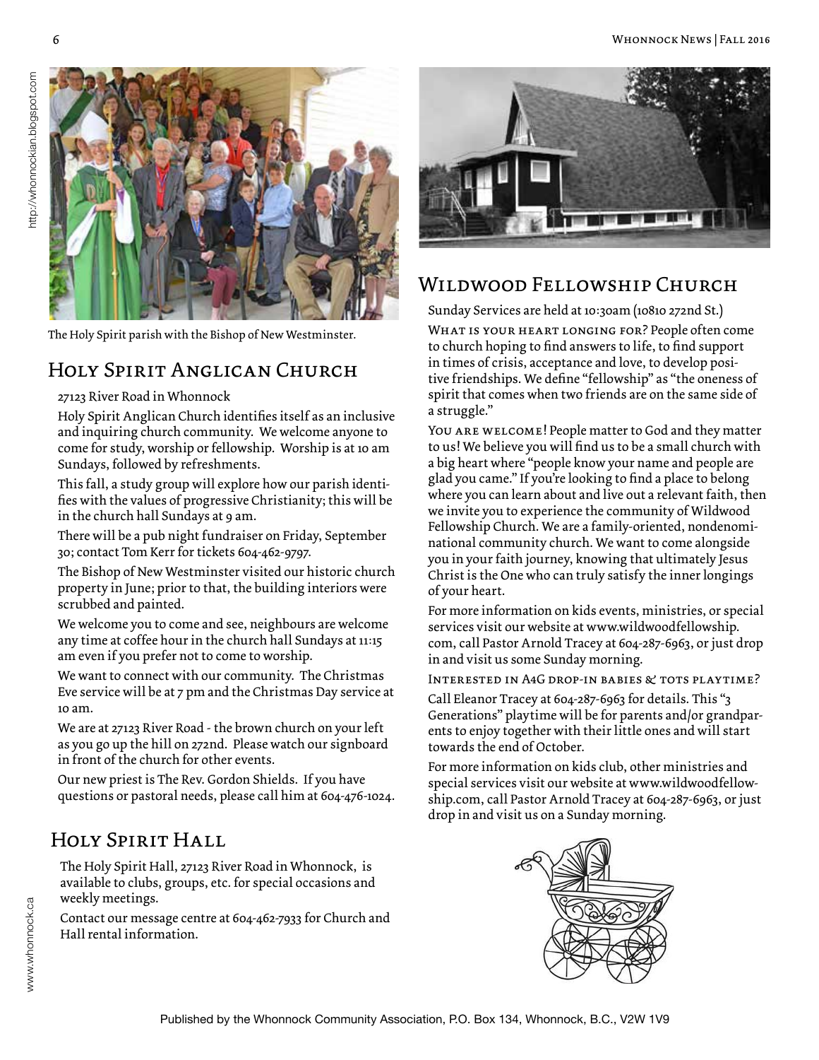The Holy Spirit parish with the Bishop of New Westminster.

## Holy Spirit Anglican Church

27123 River Road in Whonnock

Holy Spirit Anglican Church identifies itself as an inclusive and inquiring church community. We welcome anyone to come for study, worship or fellowship. Worship is at 10 am Sundays, followed by refreshments.

This fall, a study group will explore how our parish identifies with the values of progressive Christianity; this will be in the church hall Sundays at 9 am.

There will be a pub night fundraiser on Friday, September 30; contact Tom Kerr for tickets 604-462-9797.

The Bishop of New Westminster visited our historic church property in June; prior to that, the building interiors were scrubbed and painted.

We welcome you to come and see, neighbours are welcome any time at coffee hour in the church hall Sundays at 11:15 am even if you prefer not to come to worship.

We want to connect with our community. The Christmas Eve service will be at 7 pm and the Christmas Day service at 10 am.

We are at 27123 River Road - the brown church on your left as you go up the hill on 272nd. Please watch our signboard in front of the church for other events.

Our new priest is The Rev. Gordon Shields. If you have questions or pastoral needs, please call him at 604-476-1024.

## Holy Spirit Hall

The Holy Spirit Hall, 27123 River Road in Whonnock, is available to clubs, groups, etc. for special occasions and weekly meetings.

Contact our message centre at 604-462-7933 for Church and Hall rental information.

## Wildwood Fellowship Church

Sunday Services are held at 10:30am (10810 272nd St.)

What is your heart longing for? People often come to church hoping to find answers to life, to find support in times of crisis, acceptance and love, to develop positive friendships. We define "fellowship" as "the oneness of spirit that comes when two friends are on the same side of a struggle."

You are welcome! People matter to God and they matter to us! We believe you will find us to be a small church with a big heart where "people know your name and people are glad you came." If you're looking to find a place to belong where you can learn about and live out a relevant faith, then we invite you to experience the community of Wildwood Fellowship Church. We are a family-oriented, nondenominational community church. We want to come alongside you in your faith journey, knowing that ultimately Jesus Christ is the One who can truly satisfy the inner longings of your heart.

For more information on kids events, ministries, or special services visit our website at www.wildwoodfellowship.com, call Pastor Arnold Tracey at 604-287-6963, or just drop in and visit us some Sunday morning.

Interested in A4G drop-in babies & tots playtime?

Call Eleanor Tracey at 604-287-6963 for details. This "3 Generations" playtime will be for parents and/or grandparents to enjoy together with their little ones and will start towards the end of October.

For more information on kids club, other ministries and special services visit our website at www.wildwoodfellowship.com, call Pastor Arnold Tracey at 604-287-6963, or just drop in and visit us on a Sunday morning.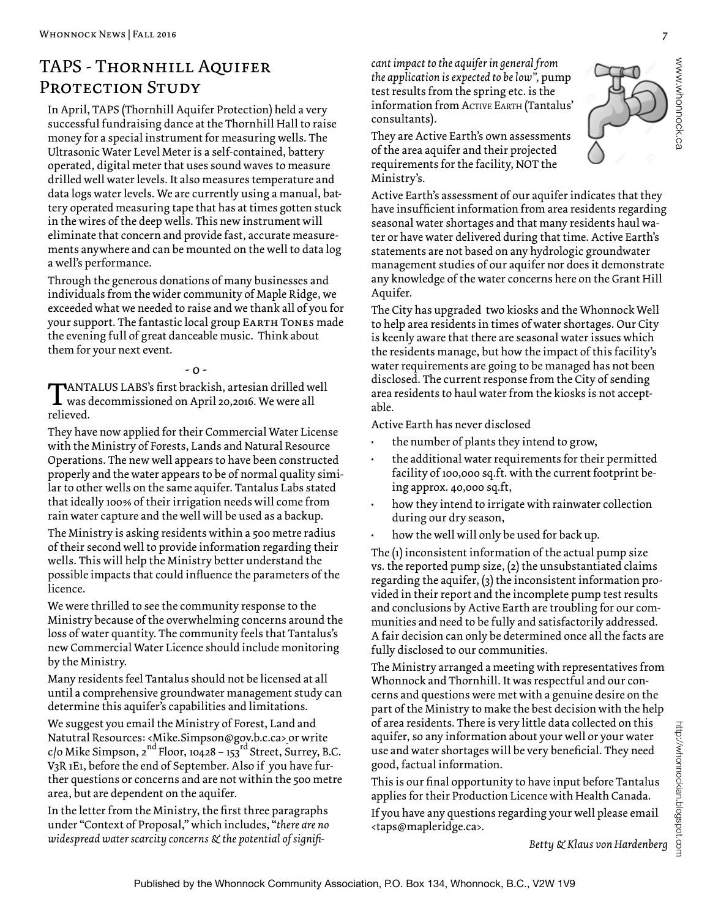# TAPS - Thornhill Aquifer Protection Study

In April, TAPS (Thornhill Aquifer Protection) held a very successful fundraising dance at the Thornhill Hall to raise money for a special instrument for measuring wells. The Ultrasonic Water Level Meter is a self-contained, battery operated, digital meter that uses sound waves to measure drilled well water levels. It also measures temperature and data logs water levels. We are currently using a manual, battery operated measuring tape that has at times gotten stuck in the wires of the deep wells. This new instrument will eliminate that concern and provide fast, accurate measurements anywhere and can be mounted on the well to data log a well's performance.

Through the generous donations of many businesses and individuals from the wider community of Maple Ridge, we exceeded what we needed to raise and we thank all of you for your support. The fantastic local group EARTH TONES made the evening full of great danceable music. Think about them for your next event.

\- o -

TANTALUS LABS's first brackish, artesian drilled well was decommissioned on April 20,2016. We were all relieved.

They have now applied for their Commercial Water License with the Ministry of Forests, Lands and Natural Resource Operations. The new well appears to have been constructed properly and the water appears to be of normal quality similar to other wells on the same aquifer. Tantalus Labs stated that ideally 100% of their irrigation needs will come from rain water capture and the well will be used as a backup.

The Ministry is asking residents within a 500 metre radius of their second well to provide information regarding their wells. This will help the Ministry better understand the possible impacts that could influence the parameters of the licence.

We were thrilled to see the community response to the Ministry because of the overwhelming concerns around the loss of water quantity. The community feels that Tantalus's new Commercial Water Licence should include monitoring by the Ministry.

Many residents feel Tantalus should not be licensed at all until a comprehensive groundwater management study can determine this aquifer's capabilities and limitations.

We suggest you email the Ministry of Forest, Land and Natutral Resources: <Mike.Simpson@gov.b.c.ca> or write c/o Mike Simpson, 2nd Floor, 10428 – 153rd Street, Surrey, B.C. V3R 1E1, before the end of September. Also if you have further questions or concerns and are not within the 500 metre area, but are dependent on the aquifer.

In the letter from the Ministry, the first three paragraphs under "Context of Proposal," which includes, "*there are no widespread water scarcity concerns & the potential of significant impact to the aquifer in general from the application is expected to be low",* pump test results from the spring etc. is the information from ACTIVE EARTH (Tantalus' consultants).

They are Active Earth's own assessments of the area aquifer and their projected requirements for the facility, NOT the Ministry's.

Active Earth's assessment of our aquifer indicates that they have insufficient information from area residents regarding seasonal water shortages and that many residents haul water or have water delivered during that time. Active Earth's statements are not based on any hydrologic groundwater management studies of our aquifer nor does it demonstrate any knowledge of the water concerns here on the Grant Hill Aquifer.

The City has upgraded two kiosks and the Whonnock Well to help area residents in times of water shortages. Our City is keenly aware that there are seasonal water issues which the residents manage, but how the impact of this facility's water requirements are going to be managed has not been disclosed. The current response from the City of sending area residents to haul water from the kiosks is not acceptable.

Active Earth has never disclosed

- the number of plants they intend to grow,
- the additional water requirements for their permitted facility of 100,000 sq.ft. with the current footprint being approx. 40,000 sq.ft,
- how they intend to irrigate with rainwater collection during our dry season,
- how the well will only be used for back up.

The (1) inconsistent information of the actual pump size vs. the reported pump size, (2) the unsubstantiated claims regarding the aquifer, (3) the inconsistent information provided in their report and the incomplete pump test results and conclusions by Active Earth are troubling for our communities and need to be fully and satisfactorily addressed. A fair decision can only be determined once all the facts are fully disclosed to our communities.

The Ministry arranged a meeting with representatives from Whonnock and Thornhill. It was respectful and our concerns and questions were met with a genuine desire on the part of the Ministry to make the best decision with the help of area residents. There is very little data collected on this aquifer, so any information about your well or your water use and water shortages will be very beneficial. They need good, factual information.

This is our final opportunity to have input before Tantalus applies for their Production Licence with Health Canada.

If you have any questions regarding your well please email <taps@mapleridge.ca>.

*Betty & Klaus von Hardenberg*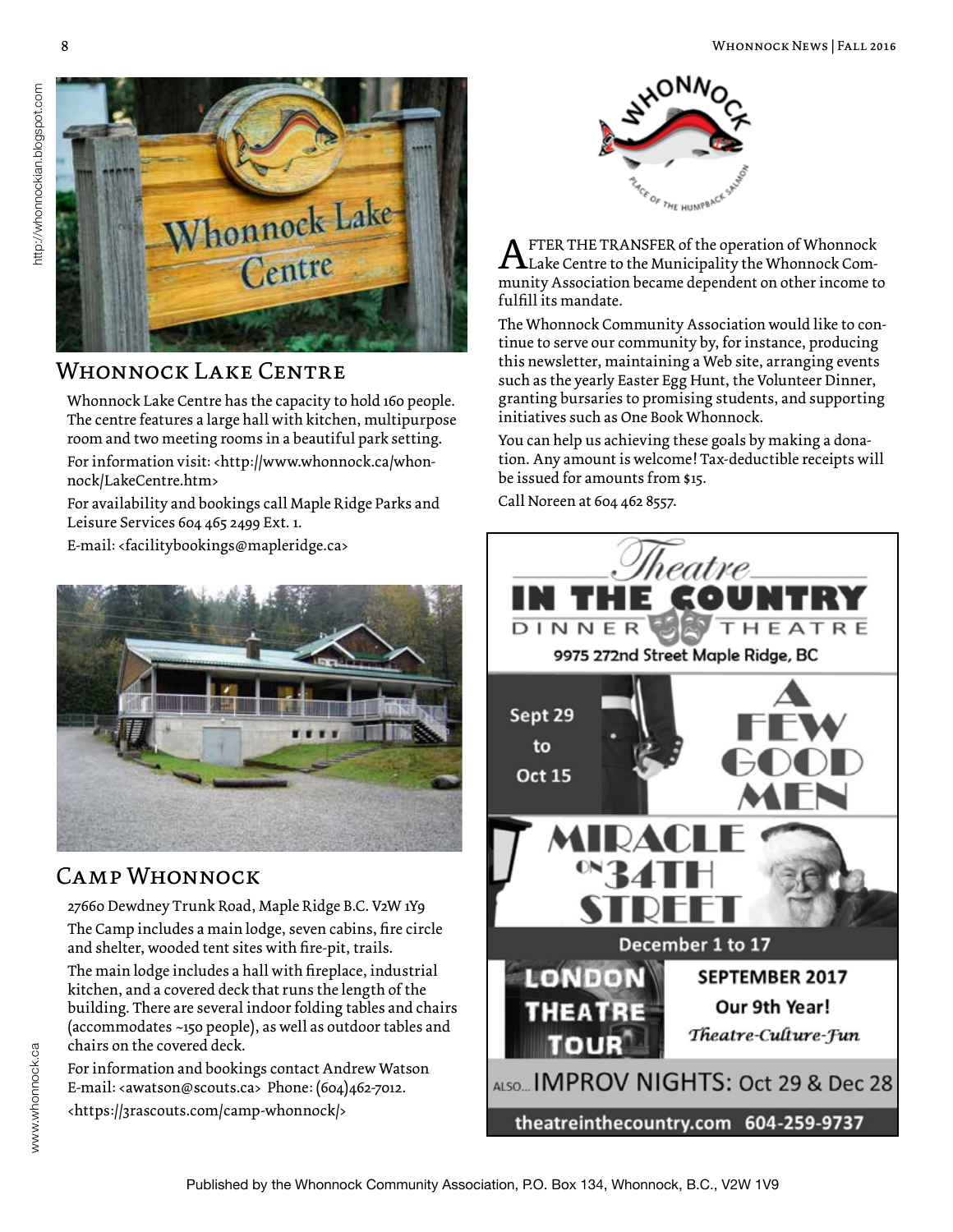## Whonnock Lake Centre

Whonnock Lake Centre has the capacity to hold 160 people. The centre features a large hall with kitchen, multipurpose room and two meeting rooms in a beautiful park setting.

For information visit: <http://www.whonnock.ca/whonnock/LakeCentre.htm>

For availability and bookings call Maple Ridge Parks and Leisure Services 604 465 2499 Ext. 1.

E-mail: <facilitybookings@mapleridge.ca>

## Camp Whonnock

27660 Dewdney Trunk Road, Maple Ridge B.C. V2W 1Y9

The Camp includes a main lodge, seven cabins, fire circle and shelter, wooded tent sites with fire-pit, trails.

The main lodge includes a hall with fireplace, industrial kitchen, and a covered deck that runs the length of the building. There are several indoor folding tables and chairs (accommodates ~150 people), as well as outdoor tables and chairs on the covered deck.

For information and bookings contact Andrew Watson E-mail: <awatson@scouts.ca> Phone: (604)462-7012.

<https://3rascouts.com/camp-whonnock/>

WHONNOCK

PLACE OF THE HUMPBACK SALMON

After the transfer of the operation of Whonnock Lake Centre to the Municipality the Whonnock Community Association became dependent on other income to fulfill its mandate.

The Whonnock Community Association would like to continue to serve our community by, for instance, producing this newsletter, maintaining a Web site, arranging events such as the yearly Easter Egg Hunt, the Volunteer Dinner, granting bursaries to promising students, and supporting initiatives such as One Book Whonnock.

You can help us achieving these goals by making a donation. Any amount is welcome! Tax-deductible receipts will be issued for amounts from $15.

Call Noreen at 604 462 8557.

**Theatre IN THE COUNTRY**
DINNER THEATRE
9975 272nd Street Maple Ridge, BC

Sept 29 to Oct 15 — **A FEW GOOD MEN**

**MIRACLE ON 34TH STREET** — December 1 to 17

**LONDON THEATRE TOUR** — SEPTEMBER 2017 — Our 9th Year! — *Theatre-Culture-Fun*

ALSO... IMPROV NIGHTS: Oct 29 & Dec 28

theatreinthecountry.com 604-259-9737

Published by the Whonnock Community Association, P.O. Box 134, Whonnock, B.C., V2W 1V9